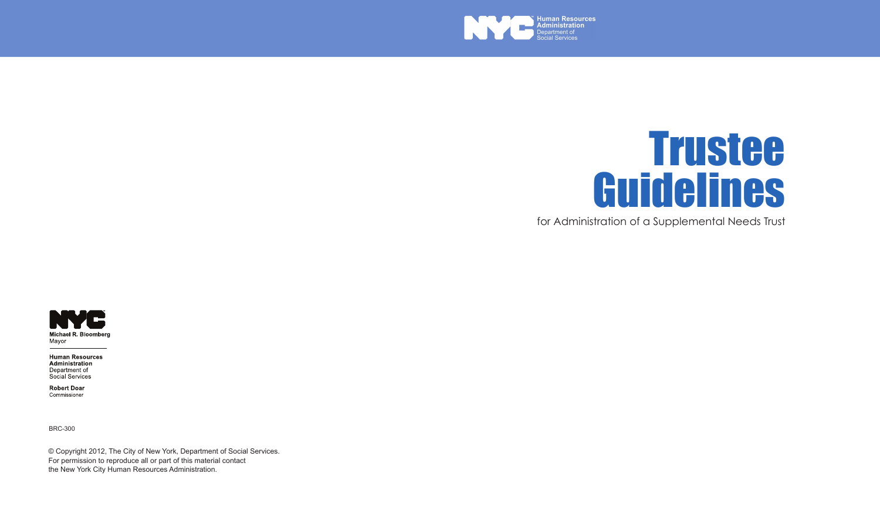Human Resources Administration
Department of Social Services

# Trustee Guidelines

for Administration of a Supplemental Needs Trust

**Michael R. Bloomberg**
Mayor

**Human Resources Administration**
Department of Social Services

**Robert Doar**
Commissioner

BRC-300

© Copyright 2012, The City of New York, Department of Social Services.
For permission to reproduce all or part of this material contact the New York City Human Resources Administration.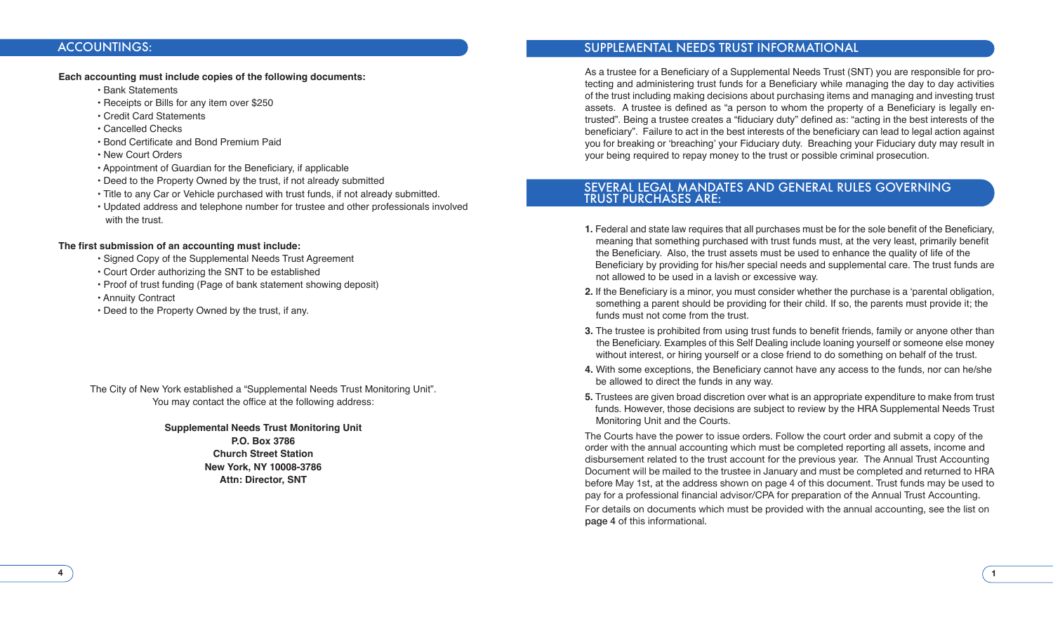## ACCOUNTINGS:

**Each accounting must include copies of the following documents:**

- Bank Statements
- Receipts or Bills for any item over $250
- Credit Card Statements
- Cancelled Checks
- Bond Certificate and Bond Premium Paid
- New Court Orders
- Appointment of Guardian for the Beneficiary, if applicable
- Deed to the Property Owned by the trust, if not already submitted
- Title to any Car or Vehicle purchased with trust funds, if not already submitted.
- Updated address and telephone number for trustee and other professionals involved with the trust.

**The first submission of an accounting must include:**

- Signed Copy of the Supplemental Needs Trust Agreement
- Court Order authorizing the SNT to be established
- Proof of trust funding (Page of bank statement showing deposit)
- Annuity Contract
- Deed to the Property Owned by the trust, if any.

The City of New York established a "Supplemental Needs Trust Monitoring Unit". You may contact the office at the following address:

**Supplemental Needs Trust Monitoring Unit**
**P.O. Box 3786**
**Church Street Station**
**New York, NY 10008-3786**
**Attn: Director, SNT**

## SUPPLEMENTAL NEEDS TRUST INFORMATIONAL

As a trustee for a Beneficiary of a Supplemental Needs Trust (SNT) you are responsible for protecting and administering trust funds for a Beneficiary while managing the day to day activities of the trust including making decisions about purchasing items and managing and investing trust assets. A trustee is defined as "a person to whom the property of a Beneficiary is legally entrusted". Being a trustee creates a "fiduciary duty" defined as: "acting in the best interests of the beneficiary". Failure to act in the best interests of the beneficiary can lead to legal action against you for breaking or 'breaching' your Fiduciary duty. Breaching your Fiduciary duty may result in your being required to repay money to the trust or possible criminal prosecution.

## SEVERAL LEGAL MANDATES AND GENERAL RULES GOVERNING TRUST PURCHASES ARE:

1. Federal and state law requires that all purchases must be for the sole benefit of the Beneficiary, meaning that something purchased with trust funds must, at the very least, primarily benefit the Beneficiary. Also, the trust assets must be used to enhance the quality of life of the Beneficiary by providing for his/her special needs and supplemental care. The trust funds are not allowed to be used in a lavish or excessive way.
2. If the Beneficiary is a minor, you must consider whether the purchase is a 'parental obligation, something a parent should be providing for their child. If so, the parents must provide it; the funds must not come from the trust.
3. The trustee is prohibited from using trust funds to benefit friends, family or anyone other than the Beneficiary. Examples of this Self Dealing include loaning yourself or someone else money without interest, or hiring yourself or a close friend to do something on behalf of the trust.
4. With some exceptions, the Beneficiary cannot have any access to the funds, nor can he/she be allowed to direct the funds in any way.
5. Trustees are given broad discretion over what is an appropriate expenditure to make from trust funds. However, those decisions are subject to review by the HRA Supplemental Needs Trust Monitoring Unit and the Courts.

The Courts have the power to issue orders. Follow the court order and submit a copy of the order with the annual accounting which must be completed reporting all assets, income and disbursement related to the trust account for the previous year. The Annual Trust Accounting Document will be mailed to the trustee in January and must be completed and returned to HRA before May 1st, at the address shown on page 4 of this document. Trust funds may be used to pay for a professional financial advisor/CPA for preparation of the Annual Trust Accounting.

For details on documents which must be provided with the annual accounting, see the list on page 4 of this informational.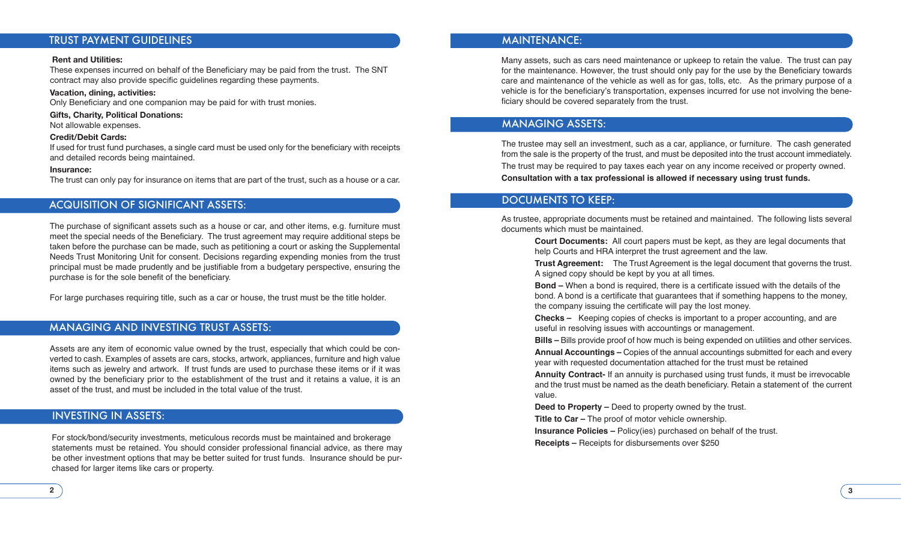## TRUST PAYMENT GUIDELINES

**Rent and Utilities:**
These expenses incurred on behalf of the Beneficiary may be paid from the trust. The SNT contract may also provide specific guidelines regarding these payments.

**Vacation, dining, activities:**
Only Beneficiary and one companion may be paid for with trust monies.

**Gifts, Charity, Political Donations:**
Not allowable expenses.

**Credit/Debit Cards:**
If used for trust fund purchases, a single card must be used only for the beneficiary with receipts and detailed records being maintained.

**Insurance:**
The trust can only pay for insurance on items that are part of the trust, such as a house or a car.

## ACQUISITION OF SIGNIFICANT ASSETS:

The purchase of significant assets such as a house or car, and other items, e.g. furniture must meet the special needs of the Beneficiary. The trust agreement may require additional steps be taken before the purchase can be made, such as petitioning a court or asking the Supplemental Needs Trust Monitoring Unit for consent. Decisions regarding expending monies from the trust principal must be made prudently and be justifiable from a budgetary perspective, ensuring the purchase is for the sole benefit of the beneficiary.

For large purchases requiring title, such as a car or house, the trust must be the title holder.

## MANAGING AND INVESTING TRUST ASSETS:

Assets are any item of economic value owned by the trust, especially that which could be converted to cash. Examples of assets are cars, stocks, artwork, appliances, furniture and high value items such as jewelry and artwork. If trust funds are used to purchase these items or if it was owned by the beneficiary prior to the establishment of the trust and it retains a value, it is an asset of the trust, and must be included in the total value of the trust.

## INVESTING IN ASSETS:

For stock/bond/security investments, meticulous records must be maintained and brokerage statements must be retained. You should consider professional financial advice, as there may be other investment options that may be better suited for trust funds. Insurance should be purchased for larger items like cars or property.

## MAINTENANCE:

Many assets, such as cars need maintenance or upkeep to retain the value. The trust can pay for the maintenance. However, the trust should only pay for the use by the Beneficiary towards care and maintenance of the vehicle as well as for gas, tolls, etc. As the primary purpose of a vehicle is for the beneficiary's transportation, expenses incurred for use not involving the beneficiary should be covered separately from the trust.

## MANAGING ASSETS:

The trustee may sell an investment, such as a car, appliance, or furniture. The cash generated from the sale is the property of the trust, and must be deposited into the trust account immediately.

The trust may be required to pay taxes each year on any income received or property owned.

**Consultation with a tax professional is allowed if necessary using trust funds.**

## DOCUMENTS TO KEEP:

As trustee, appropriate documents must be retained and maintained. The following lists several documents which must be maintained.

**Court Documents:** All court papers must be kept, as they are legal documents that help Courts and HRA interpret the trust agreement and the law.

**Trust Agreement:** The Trust Agreement is the legal document that governs the trust. A signed copy should be kept by you at all times.

**Bond –** When a bond is required, there is a certificate issued with the details of the bond. A bond is a certificate that guarantees that if something happens to the money, the company issuing the certificate will pay the lost money.

**Checks –** Keeping copies of checks is important to a proper accounting, and are useful in resolving issues with accountings or management.

**Bills –** Bills provide proof of how much is being expended on utilities and other services.

**Annual Accountings –** Copies of the annual accountings submitted for each and every year with requested documentation attached for the trust must be retained

**Annuity Contract-** If an annuity is purchased using trust funds, it must be irrevocable and the trust must be named as the death beneficiary. Retain a statement of the current value.

**Deed to Property –** Deed to property owned by the trust.

**Title to Car –** The proof of motor vehicle ownership.

**Insurance Policies –** Policy(ies) purchased on behalf of the trust.

**Receipts –** Receipts for disbursements over $250